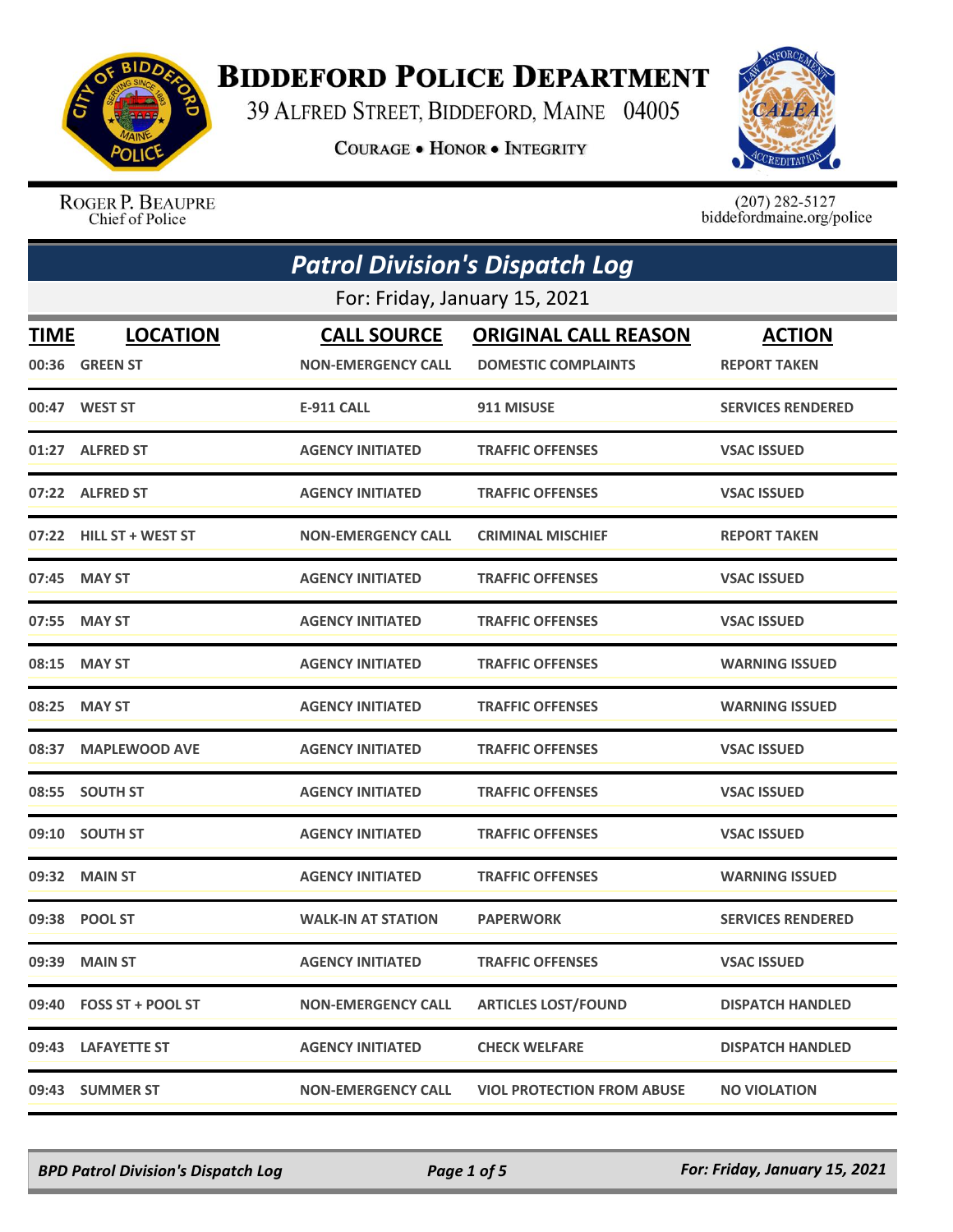# BIDDEFORD POLICE DEPARTMENT

39 ALFRED STREET, BIDDEFORD, MAINE 04005

COURAGE • HONOR • INTEGRITY

ROGER P. BEAUPRE
Chief of Police

(207) 282-5127
biddefordmaine.org/police

## *Patrol Division's Dispatch Log*

For: Friday, January 15, 2021

| TIME | LOCATION | CALL SOURCE | ORIGINAL CALL REASON | ACTION |
|---|---|---|---|---|
| 00:36 | GREEN ST | NON-EMERGENCY CALL | DOMESTIC COMPLAINTS | REPORT TAKEN |
| 00:47 | WEST ST | E-911 CALL | 911 MISUSE | SERVICES RENDERED |
| 01:27 | ALFRED ST | AGENCY INITIATED | TRAFFIC OFFENSES | VSAC ISSUED |
| 07:22 | ALFRED ST | AGENCY INITIATED | TRAFFIC OFFENSES | VSAC ISSUED |
| 07:22 | HILL ST + WEST ST | NON-EMERGENCY CALL | CRIMINAL MISCHIEF | REPORT TAKEN |
| 07:45 | MAY ST | AGENCY INITIATED | TRAFFIC OFFENSES | VSAC ISSUED |
| 07:55 | MAY ST | AGENCY INITIATED | TRAFFIC OFFENSES | VSAC ISSUED |
| 08:15 | MAY ST | AGENCY INITIATED | TRAFFIC OFFENSES | WARNING ISSUED |
| 08:25 | MAY ST | AGENCY INITIATED | TRAFFIC OFFENSES | WARNING ISSUED |
| 08:37 | MAPLEWOOD AVE | AGENCY INITIATED | TRAFFIC OFFENSES | VSAC ISSUED |
| 08:55 | SOUTH ST | AGENCY INITIATED | TRAFFIC OFFENSES | VSAC ISSUED |
| 09:10 | SOUTH ST | AGENCY INITIATED | TRAFFIC OFFENSES | VSAC ISSUED |
| 09:32 | MAIN ST | AGENCY INITIATED | TRAFFIC OFFENSES | WARNING ISSUED |
| 09:38 | POOL ST | WALK-IN AT STATION | PAPERWORK | SERVICES RENDERED |
| 09:39 | MAIN ST | AGENCY INITIATED | TRAFFIC OFFENSES | VSAC ISSUED |
| 09:40 | FOSS ST + POOL ST | NON-EMERGENCY CALL | ARTICLES LOST/FOUND | DISPATCH HANDLED |
| 09:43 | LAFAYETTE ST | AGENCY INITIATED | CHECK WELFARE | DISPATCH HANDLED |
| 09:43 | SUMMER ST | NON-EMERGENCY CALL | VIOL PROTECTION FROM ABUSE | NO VIOLATION |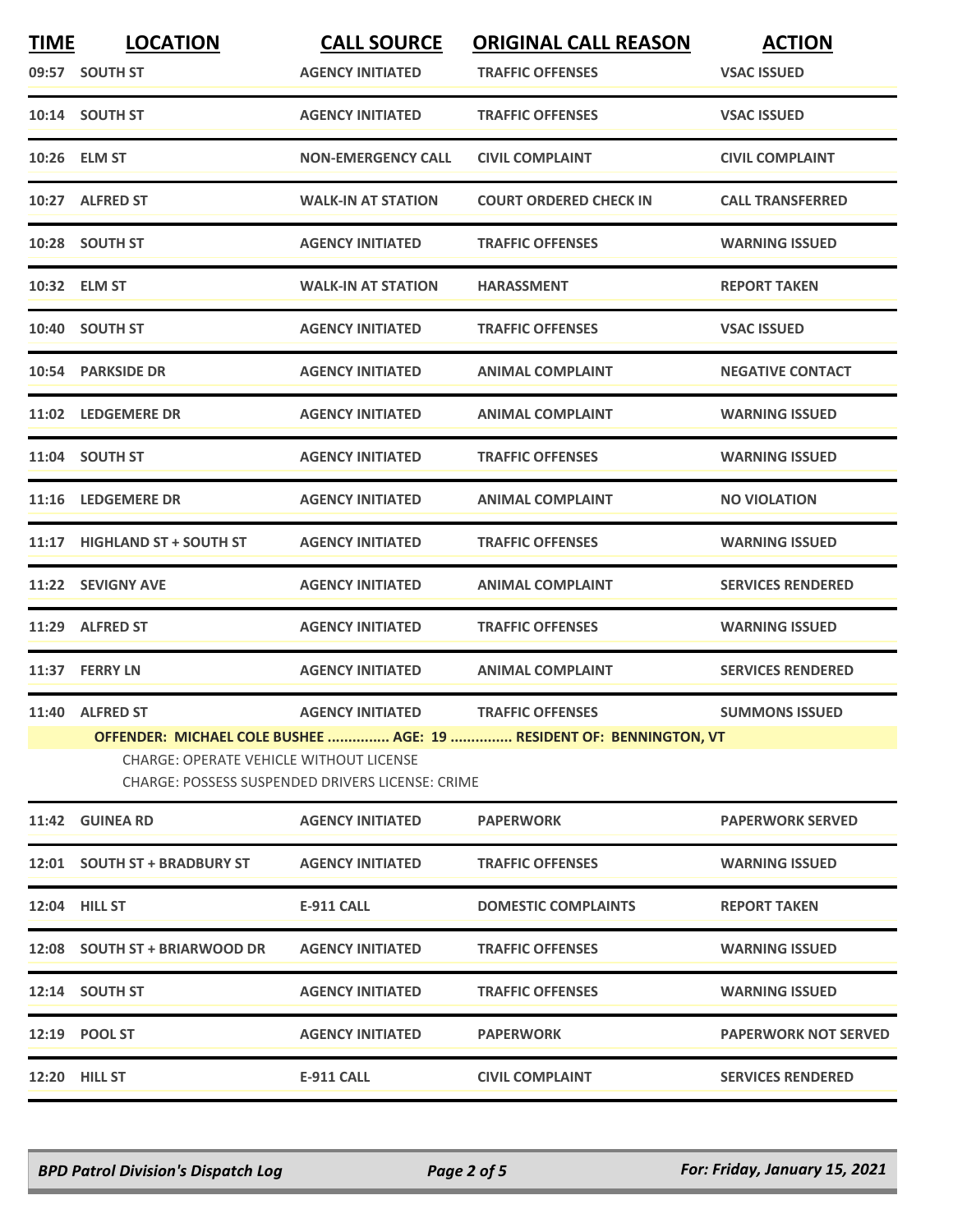| TIME | LOCATION | CALL SOURCE | ORIGINAL CALL REASON | ACTION |
|---|---|---|---|---|
| 09:57 | SOUTH ST | AGENCY INITIATED | TRAFFIC OFFENSES | VSAC ISSUED |
| 10:14 | SOUTH ST | AGENCY INITIATED | TRAFFIC OFFENSES | VSAC ISSUED |
| 10:26 | ELM ST | NON-EMERGENCY CALL | CIVIL COMPLAINT | CIVIL COMPLAINT |
| 10:27 | ALFRED ST | WALK-IN AT STATION | COURT ORDERED CHECK IN | CALL TRANSFERRED |
| 10:28 | SOUTH ST | AGENCY INITIATED | TRAFFIC OFFENSES | WARNING ISSUED |
| 10:32 | ELM ST | WALK-IN AT STATION | HARASSMENT | REPORT TAKEN |
| 10:40 | SOUTH ST | AGENCY INITIATED | TRAFFIC OFFENSES | VSAC ISSUED |
| 10:54 | PARKSIDE DR | AGENCY INITIATED | ANIMAL COMPLAINT | NEGATIVE CONTACT |
| 11:02 | LEDGEMERE DR | AGENCY INITIATED | ANIMAL COMPLAINT | WARNING ISSUED |
| 11:04 | SOUTH ST | AGENCY INITIATED | TRAFFIC OFFENSES | WARNING ISSUED |
| 11:16 | LEDGEMERE DR | AGENCY INITIATED | ANIMAL COMPLAINT | NO VIOLATION |
| 11:17 | HIGHLAND ST + SOUTH ST | AGENCY INITIATED | TRAFFIC OFFENSES | WARNING ISSUED |
| 11:22 | SEVIGNY AVE | AGENCY INITIATED | ANIMAL COMPLAINT | SERVICES RENDERED |
| 11:29 | ALFRED ST | AGENCY INITIATED | TRAFFIC OFFENSES | WARNING ISSUED |
| 11:37 | FERRY LN | AGENCY INITIATED | ANIMAL COMPLAINT | SERVICES RENDERED |
| 11:40 | ALFRED ST | AGENCY INITIATED | TRAFFIC OFFENSES | SUMMONS ISSUED |
| | OFFENDER: MICHAEL COLE BUSHEE ............... AGE: 19 ............... RESIDENT OF: BENNINGTON, VT<br>CHARGE: OPERATE VEHICLE WITHOUT LICENSE<br>CHARGE: POSSESS SUSPENDED DRIVERS LICENSE: CRIME | | | |
| 11:42 | GUINEA RD | AGENCY INITIATED | PAPERWORK | PAPERWORK SERVED |
| 12:01 | SOUTH ST + BRADBURY ST | AGENCY INITIATED | TRAFFIC OFFENSES | WARNING ISSUED |
| 12:04 | HILL ST | E-911 CALL | DOMESTIC COMPLAINTS | REPORT TAKEN |
| 12:08 | SOUTH ST + BRIARWOOD DR | AGENCY INITIATED | TRAFFIC OFFENSES | WARNING ISSUED |
| 12:14 | SOUTH ST | AGENCY INITIATED | TRAFFIC OFFENSES | WARNING ISSUED |
| 12:19 | POOL ST | AGENCY INITIATED | PAPERWORK | PAPERWORK NOT SERVED |
| 12:20 | HILL ST | E-911 CALL | CIVIL COMPLAINT | SERVICES RENDERED |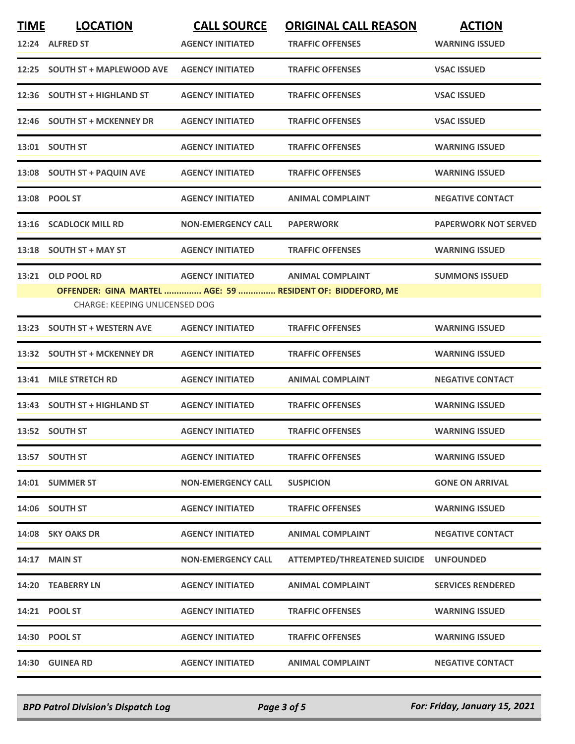| TIME | LOCATION | CALL SOURCE | ORIGINAL CALL REASON | ACTION |
|---|---|---|---|---|
| 12:24 | ALFRED ST | AGENCY INITIATED | TRAFFIC OFFENSES | WARNING ISSUED |
| 12:25 | SOUTH ST + MAPLEWOOD AVE | AGENCY INITIATED | TRAFFIC OFFENSES | VSAC ISSUED |
| 12:36 | SOUTH ST + HIGHLAND ST | AGENCY INITIATED | TRAFFIC OFFENSES | VSAC ISSUED |
| 12:46 | SOUTH ST + MCKENNEY DR | AGENCY INITIATED | TRAFFIC OFFENSES | VSAC ISSUED |
| 13:01 | SOUTH ST | AGENCY INITIATED | TRAFFIC OFFENSES | WARNING ISSUED |
| 13:08 | SOUTH ST + PAQUIN AVE | AGENCY INITIATED | TRAFFIC OFFENSES | WARNING ISSUED |
| 13:08 | POOL ST | AGENCY INITIATED | ANIMAL COMPLAINT | NEGATIVE CONTACT |
| 13:16 | SCADLOCK MILL RD | NON-EMERGENCY CALL | PAPERWORK | PAPERWORK NOT SERVED |
| 13:18 | SOUTH ST + MAY ST | AGENCY INITIATED | TRAFFIC OFFENSES | WARNING ISSUED |
| 13:21 | OLD POOL RD | AGENCY INITIATED | ANIMAL COMPLAINT | SUMMONS ISSUED |
| | OFFENDER: GINA MARTEL ............... AGE: 59 ............... RESIDENT OF: BIDDEFORD, ME | | | |
| | CHARGE: KEEPING UNLICENSED DOG | | | |
| 13:23 | SOUTH ST + WESTERN AVE | AGENCY INITIATED | TRAFFIC OFFENSES | WARNING ISSUED |
| 13:32 | SOUTH ST + MCKENNEY DR | AGENCY INITIATED | TRAFFIC OFFENSES | WARNING ISSUED |
| 13:41 | MILE STRETCH RD | AGENCY INITIATED | ANIMAL COMPLAINT | NEGATIVE CONTACT |
| 13:43 | SOUTH ST + HIGHLAND ST | AGENCY INITIATED | TRAFFIC OFFENSES | WARNING ISSUED |
| 13:52 | SOUTH ST | AGENCY INITIATED | TRAFFIC OFFENSES | WARNING ISSUED |
| 13:57 | SOUTH ST | AGENCY INITIATED | TRAFFIC OFFENSES | WARNING ISSUED |
| 14:01 | SUMMER ST | NON-EMERGENCY CALL | SUSPICION | GONE ON ARRIVAL |
| 14:06 | SOUTH ST | AGENCY INITIATED | TRAFFIC OFFENSES | WARNING ISSUED |
| 14:08 | SKY OAKS DR | AGENCY INITIATED | ANIMAL COMPLAINT | NEGATIVE CONTACT |
| 14:17 | MAIN ST | NON-EMERGENCY CALL | ATTEMPTED/THREATENED SUICIDE | UNFOUNDED |
| 14:20 | TEABERRY LN | AGENCY INITIATED | ANIMAL COMPLAINT | SERVICES RENDERED |
| 14:21 | POOL ST | AGENCY INITIATED | TRAFFIC OFFENSES | WARNING ISSUED |
| 14:30 | POOL ST | AGENCY INITIATED | TRAFFIC OFFENSES | WARNING ISSUED |
| 14:30 | GUINEA RD | AGENCY INITIATED | ANIMAL COMPLAINT | NEGATIVE CONTACT |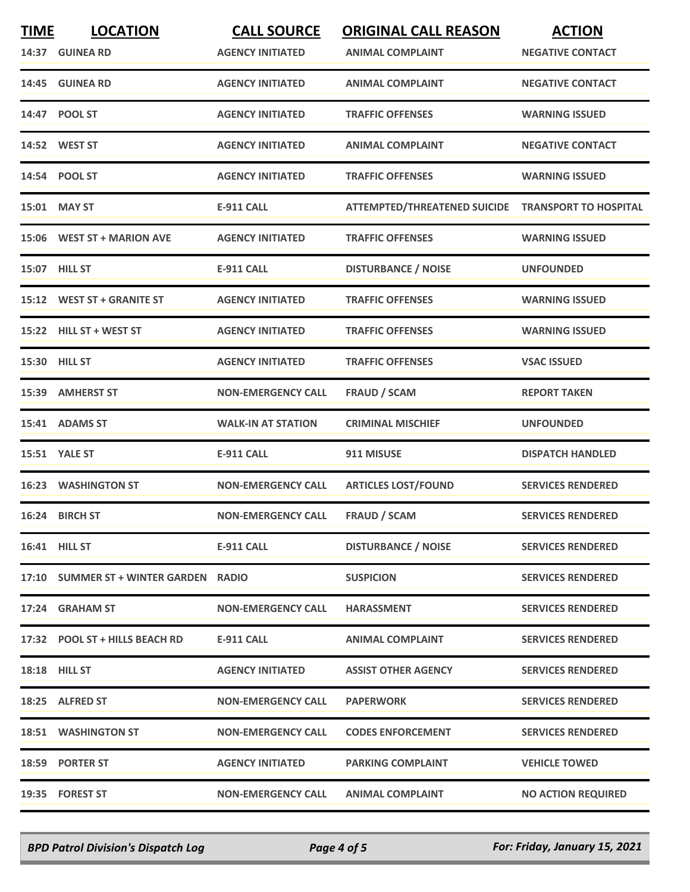| TIME | LOCATION | CALL SOURCE | ORIGINAL CALL REASON | ACTION |
| --- | --- | --- | --- | --- |
| 14:37 | GUINEA RD | AGENCY INITIATED | ANIMAL COMPLAINT | NEGATIVE CONTACT |
| 14:45 | GUINEA RD | AGENCY INITIATED | ANIMAL COMPLAINT | NEGATIVE CONTACT |
| 14:47 | POOL ST | AGENCY INITIATED | TRAFFIC OFFENSES | WARNING ISSUED |
| 14:52 | WEST ST | AGENCY INITIATED | ANIMAL COMPLAINT | NEGATIVE CONTACT |
| 14:54 | POOL ST | AGENCY INITIATED | TRAFFIC OFFENSES | WARNING ISSUED |
| 15:01 | MAY ST | E-911 CALL | ATTEMPTED/THREATENED SUICIDE | TRANSPORT TO HOSPITAL |
| 15:06 | WEST ST + MARION AVE | AGENCY INITIATED | TRAFFIC OFFENSES | WARNING ISSUED |
| 15:07 | HILL ST | E-911 CALL | DISTURBANCE / NOISE | UNFOUNDED |
| 15:12 | WEST ST + GRANITE ST | AGENCY INITIATED | TRAFFIC OFFENSES | WARNING ISSUED |
| 15:22 | HILL ST + WEST ST | AGENCY INITIATED | TRAFFIC OFFENSES | WARNING ISSUED |
| 15:30 | HILL ST | AGENCY INITIATED | TRAFFIC OFFENSES | VSAC ISSUED |
| 15:39 | AMHERST ST | NON-EMERGENCY CALL | FRAUD / SCAM | REPORT TAKEN |
| 15:41 | ADAMS ST | WALK-IN AT STATION | CRIMINAL MISCHIEF | UNFOUNDED |
| 15:51 | YALE ST | E-911 CALL | 911 MISUSE | DISPATCH HANDLED |
| 16:23 | WASHINGTON ST | NON-EMERGENCY CALL | ARTICLES LOST/FOUND | SERVICES RENDERED |
| 16:24 | BIRCH ST | NON-EMERGENCY CALL | FRAUD / SCAM | SERVICES RENDERED |
| 16:41 | HILL ST | E-911 CALL | DISTURBANCE / NOISE | SERVICES RENDERED |
| 17:10 | SUMMER ST + WINTER GARDEN | RADIO | SUSPICION | SERVICES RENDERED |
| 17:24 | GRAHAM ST | NON-EMERGENCY CALL | HARASSMENT | SERVICES RENDERED |
| 17:32 | POOL ST + HILLS BEACH RD | E-911 CALL | ANIMAL COMPLAINT | SERVICES RENDERED |
| 18:18 | HILL ST | AGENCY INITIATED | ASSIST OTHER AGENCY | SERVICES RENDERED |
| 18:25 | ALFRED ST | NON-EMERGENCY CALL | PAPERWORK | SERVICES RENDERED |
| 18:51 | WASHINGTON ST | NON-EMERGENCY CALL | CODES ENFORCEMENT | SERVICES RENDERED |
| 18:59 | PORTER ST | AGENCY INITIATED | PARKING COMPLAINT | VEHICLE TOWED |
| 19:35 | FOREST ST | NON-EMERGENCY CALL | ANIMAL COMPLAINT | NO ACTION REQUIRED |

*BPD Patrol Division's Dispatch Log* — *For: Friday, January 15, 2021*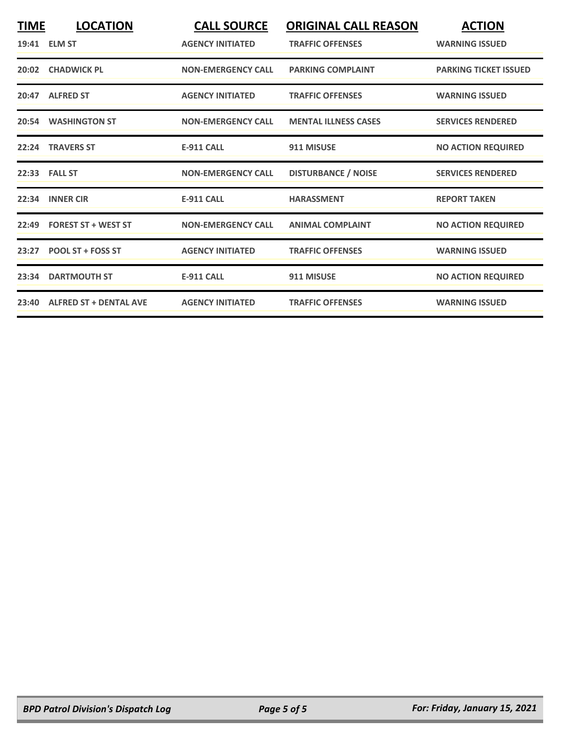| TIME | LOCATION | CALL SOURCE | ORIGINAL CALL REASON | ACTION |
|---|---|---|---|---|
| 19:41 | ELM ST | AGENCY INITIATED | TRAFFIC OFFENSES | WARNING ISSUED |
| 20:02 | CHADWICK PL | NON-EMERGENCY CALL | PARKING COMPLAINT | PARKING TICKET ISSUED |
| 20:47 | ALFRED ST | AGENCY INITIATED | TRAFFIC OFFENSES | WARNING ISSUED |
| 20:54 | WASHINGTON ST | NON-EMERGENCY CALL | MENTAL ILLNESS CASES | SERVICES RENDERED |
| 22:24 | TRAVERS ST | E-911 CALL | 911 MISUSE | NO ACTION REQUIRED |
| 22:33 | FALL ST | NON-EMERGENCY CALL | DISTURBANCE / NOISE | SERVICES RENDERED |
| 22:34 | INNER CIR | E-911 CALL | HARASSMENT | REPORT TAKEN |
| 22:49 | FOREST ST + WEST ST | NON-EMERGENCY CALL | ANIMAL COMPLAINT | NO ACTION REQUIRED |
| 23:27 | POOL ST + FOSS ST | AGENCY INITIATED | TRAFFIC OFFENSES | WARNING ISSUED |
| 23:34 | DARTMOUTH ST | E-911 CALL | 911 MISUSE | NO ACTION REQUIRED |
| 23:40 | ALFRED ST + DENTAL AVE | AGENCY INITIATED | TRAFFIC OFFENSES | WARNING ISSUED |